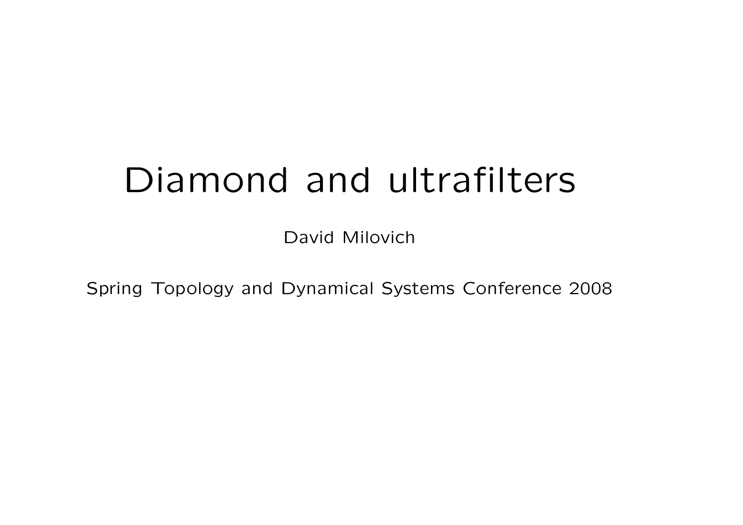# Diamond and ultrafilters

David Milovich

Spring Topology and Dynamical Systems Conference 2008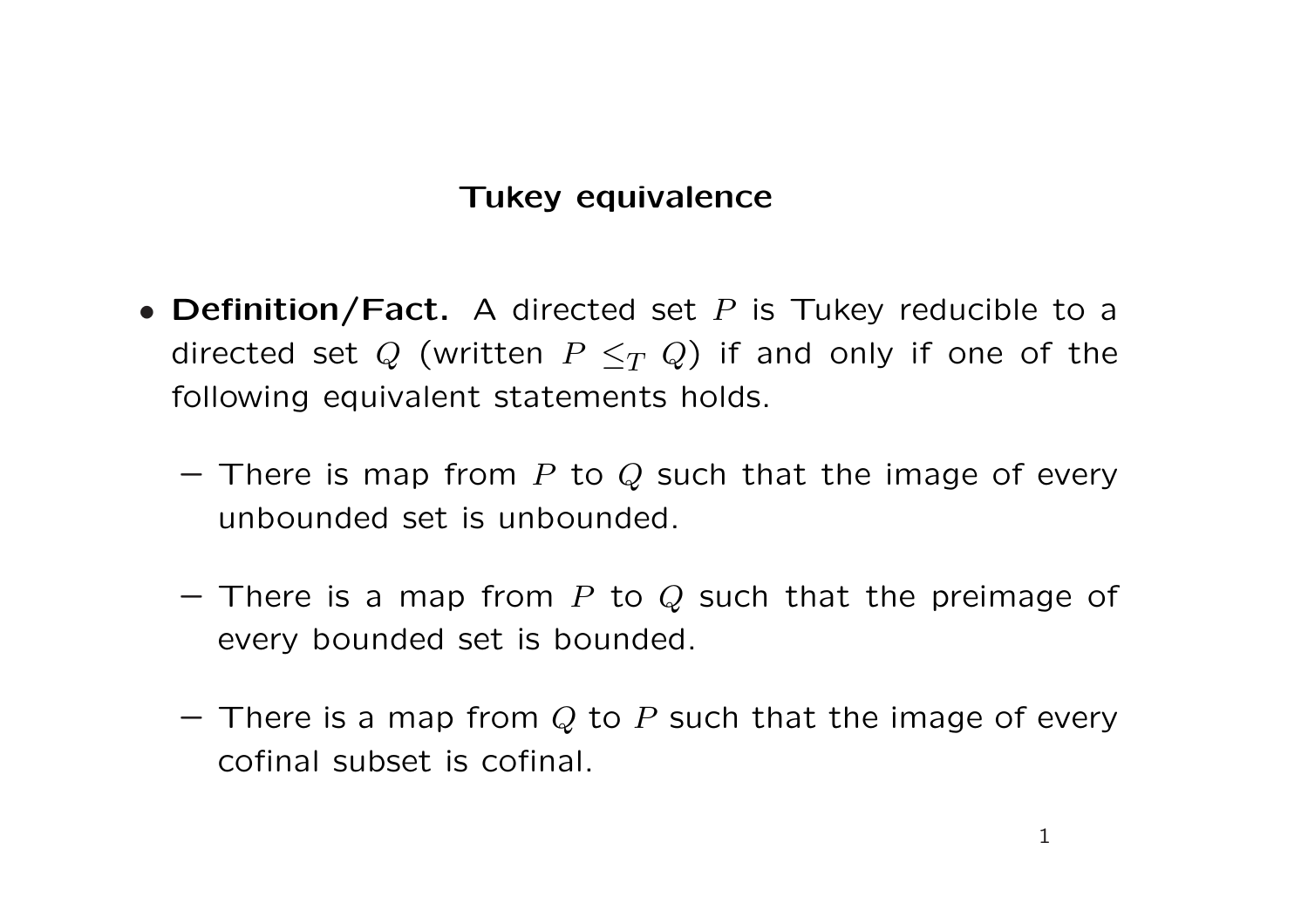## Tukey equivalence

- **Definition/Fact.** A directed set $P$ is Tukey reducible to a directed set $Q$ (written $P \leq_T Q$) if and only if one of the following equivalent statements holds.

  - There is map from $P$ to $Q$ such that the image of every unbounded set is unbounded.

  - There is a map from $P$ to $Q$ such that the preimage of every bounded set is bounded.

  - There is a map from $Q$ to $P$ such that the image of every cofinal subset is cofinal.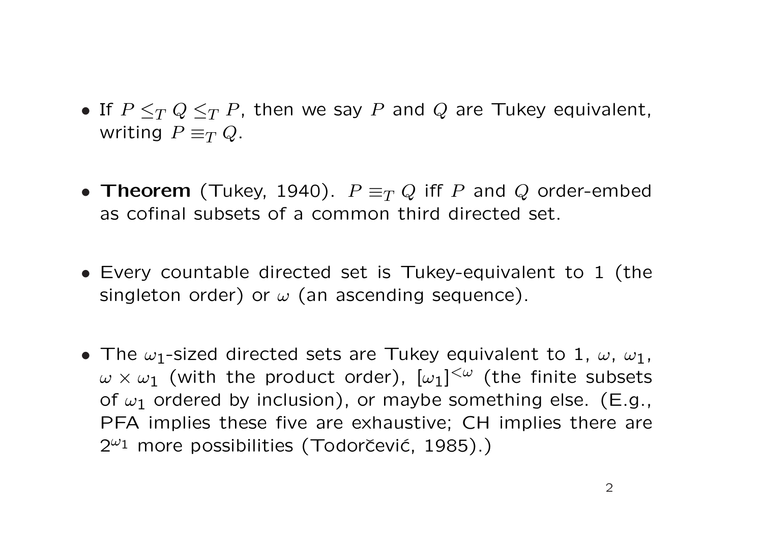- If $P \leq_T Q \leq_T P$, then we say $P$ and $Q$ are Tukey equivalent, writing $P \equiv_T Q$.

- **Theorem** (Tukey, 1940). $P \equiv_T Q$ iff $P$ and $Q$ order-embed as cofinal subsets of a common third directed set.

- Every countable directed set is Tukey-equivalent to 1 (the singleton order) or $\omega$ (an ascending sequence).

- The $\omega_1$-sized directed sets are Tukey equivalent to 1, $\omega$, $\omega_1$, $\omega \times \omega_1$ (with the product order), $[\omega_1]^{<\omega}$ (the finite subsets of $\omega_1$ ordered by inclusion), or maybe something else. (E.g., PFA implies these five are exhaustive; CH implies there are $2^{\omega_1}$ more possibilities (Todorčević, 1985).)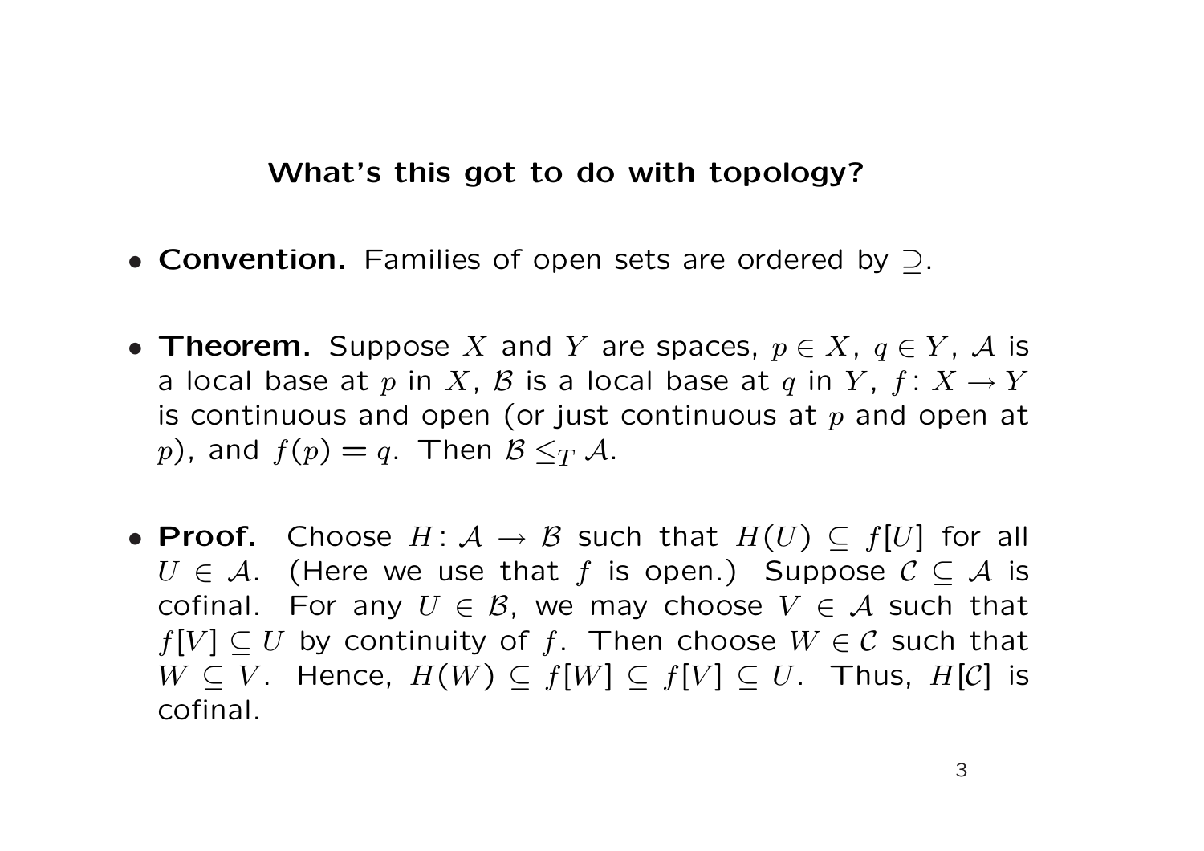## What's this got to do with topology?

- **Convention.** Families of open sets are ordered by $\supseteq$.

- **Theorem.** Suppose $X$ and $Y$ are spaces, $p \in X$, $q \in Y$, $\mathcal{A}$ is a local base at $p$ in $X$, $\mathcal{B}$ is a local base at $q$ in $Y$, $f \colon X \to Y$ is continuous and open (or just continuous at $p$ and open at $p$), and $f(p) = q$. Then $\mathcal{B} \leq_T \mathcal{A}$.

- **Proof.** Choose $H \colon \mathcal{A} \to \mathcal{B}$ such that $H(U) \subseteq f[U]$ for all $U \in \mathcal{A}$. (Here we use that $f$ is open.) Suppose $\mathcal{C} \subseteq \mathcal{A}$ is cofinal. For any $U \in \mathcal{B}$, we may choose $V \in \mathcal{A}$ such that $f[V] \subseteq U$ by continuity of $f$. Then choose $W \in \mathcal{C}$ such that $W \subseteq V$. Hence, $H(W) \subseteq f[W] \subseteq f[V] \subseteq U$. Thus, $H[\mathcal{C}]$ is cofinal.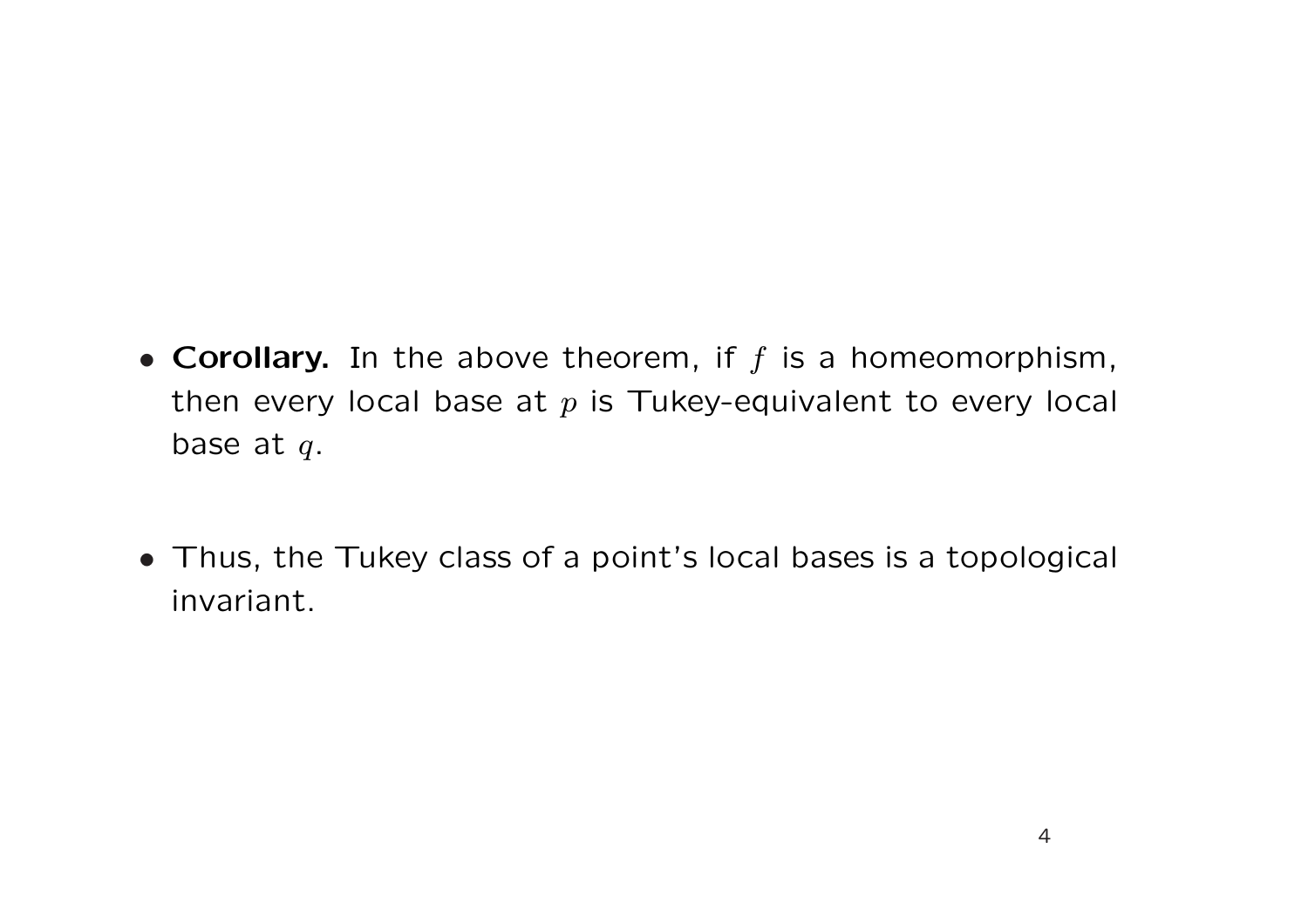- **Corollary.** In the above theorem, if $f$ is a homeomorphism, then every local base at $p$ is Tukey-equivalent to every local base at $q$.

- Thus, the Tukey class of a point's local bases is a topological invariant.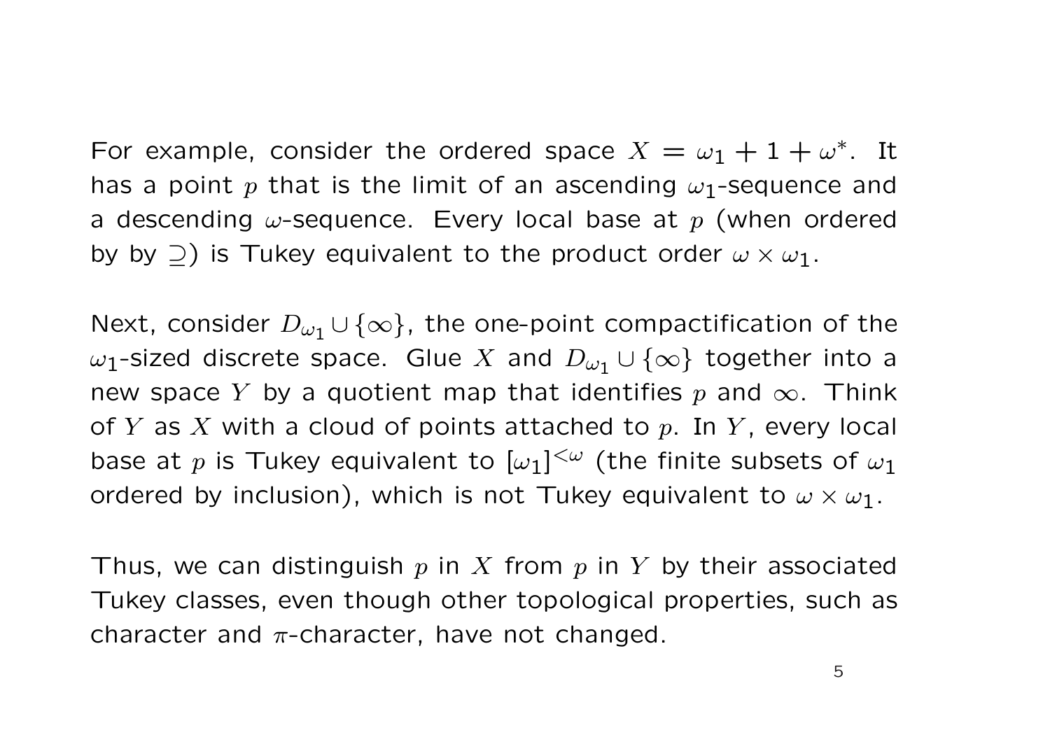For example, consider the ordered space $X = \omega_1 + 1 + \omega^*$. It has a point $p$ that is the limit of an ascending $\omega_1$-sequence and a descending $\omega$-sequence. Every local base at $p$ (when ordered by by $\supseteq$) is Tukey equivalent to the product order $\omega \times \omega_1$.

Next, consider $D_{\omega_1} \cup \{\infty\}$, the one-point compactification of the $\omega_1$-sized discrete space. Glue $X$ and $D_{\omega_1} \cup \{\infty\}$ together into a new space $Y$ by a quotient map that identifies $p$ and $\infty$. Think of $Y$ as $X$ with a cloud of points attached to $p$. In $Y$, every local base at $p$ is Tukey equivalent to $[\omega_1]^{<\omega}$ (the finite subsets of $\omega_1$ ordered by inclusion), which is not Tukey equivalent to $\omega \times \omega_1$.

Thus, we can distinguish $p$ in $X$ from $p$ in $Y$ by their associated Tukey classes, even though other topological properties, such as character and $\pi$-character, have not changed.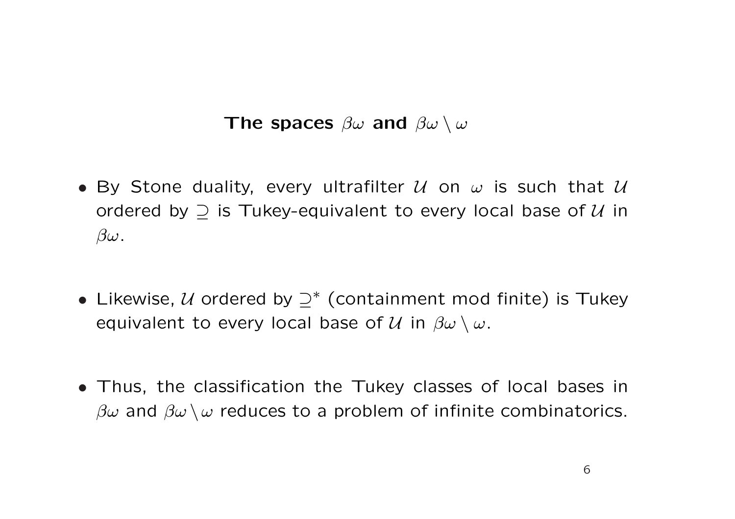## The spaces $\beta\omega$ and $\beta\omega \setminus \omega$

- By Stone duality, every ultrafilter $\mathcal{U}$ on $\omega$ is such that $\mathcal{U}$ ordered by $\supseteq$ is Tukey-equivalent to every local base of $\mathcal{U}$ in $\beta\omega$.

- Likewise, $\mathcal{U}$ ordered by $\supseteq^*$ (containment mod finite) is Tukey equivalent to every local base of $\mathcal{U}$ in $\beta\omega \setminus \omega$.

- Thus, the classification the Tukey classes of local bases in $\beta\omega$ and $\beta\omega \setminus \omega$ reduces to a problem of infinite combinatorics.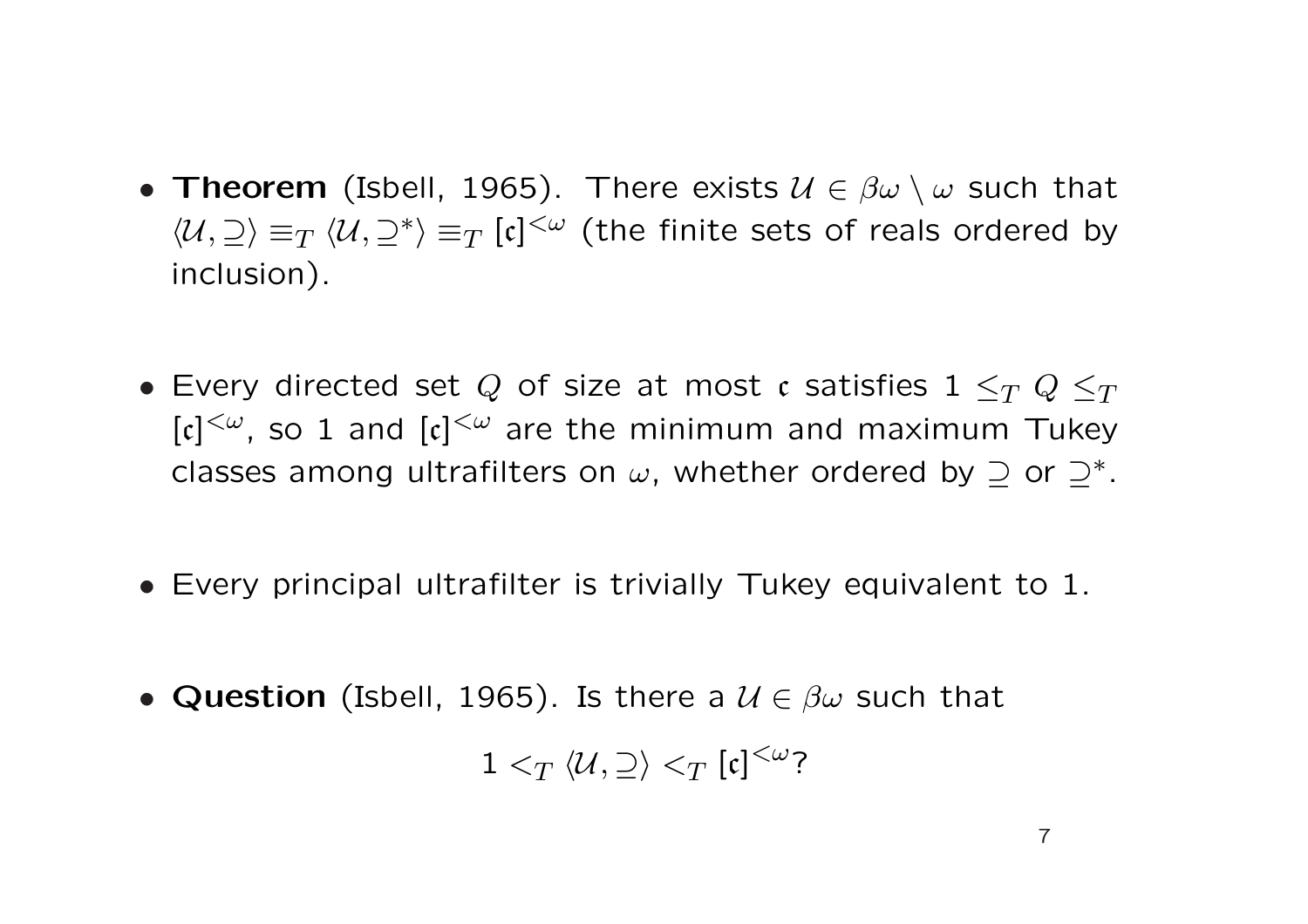- **Theorem** (Isbell, 1965). There exists $\mathcal{U} \in \beta\omega \setminus \omega$ such that $\langle \mathcal{U}, \supseteq \rangle \equiv_T \langle \mathcal{U}, \supseteq^* \rangle \equiv_T [\mathfrak{c}]^{<\omega}$ (the finite sets of reals ordered by inclusion).

- Every directed set $Q$ of size at most $\mathfrak{c}$ satisfies $1 \leq_T Q \leq_T [\mathfrak{c}]^{<\omega}$, so 1 and $[\mathfrak{c}]^{<\omega}$ are the minimum and maximum Tukey classes among ultrafilters on $\omega$, whether ordered by $\supseteq$ or $\supseteq^*$.

- Every principal ultrafilter is trivially Tukey equivalent to 1.

- **Question** (Isbell, 1965). Is there a $\mathcal{U} \in \beta\omega$ such that

$$1 <_T \langle \mathcal{U}, \supseteq \rangle <_T [\mathfrak{c}]^{<\omega}?$$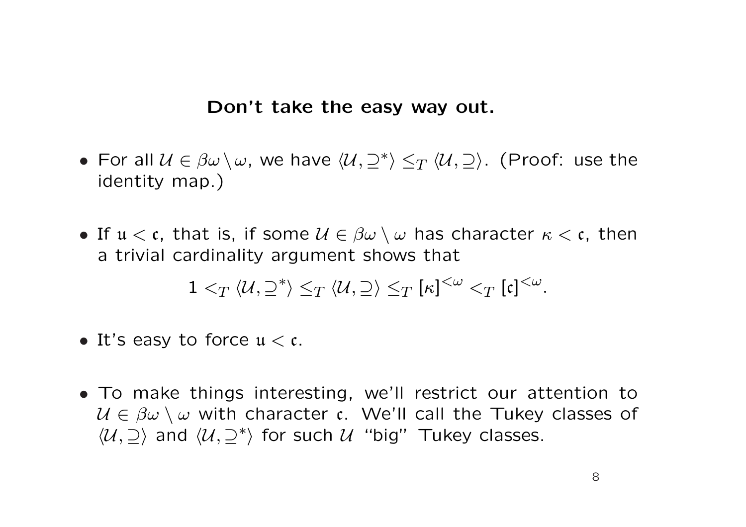## Don't take the easy way out.

- For all $\mathcal{U} \in \beta\omega \setminus \omega$, we have $\langle \mathcal{U}, \supseteq^* \rangle \leq_T \langle \mathcal{U}, \supseteq \rangle$. (Proof: use the identity map.)

- If $\mathfrak{u} < \mathfrak{c}$, that is, if some $\mathcal{U} \in \beta\omega \setminus \omega$ has character $\kappa < \mathfrak{c}$, then a trivial cardinality argument shows that

$$1 <_T \langle \mathcal{U}, \supseteq^* \rangle \leq_T \langle \mathcal{U}, \supseteq \rangle \leq_T [\kappa]^{<\omega} <_T [\mathfrak{c}]^{<\omega}.$$

- It's easy to force $\mathfrak{u} < \mathfrak{c}$.

- To make things interesting, we'll restrict our attention to $\mathcal{U} \in \beta\omega \setminus \omega$ with character $\mathfrak{c}$. We'll call the Tukey classes of $\langle \mathcal{U}, \supseteq \rangle$ and $\langle \mathcal{U}, \supseteq^* \rangle$ for such $\mathcal{U}$ "big" Tukey classes.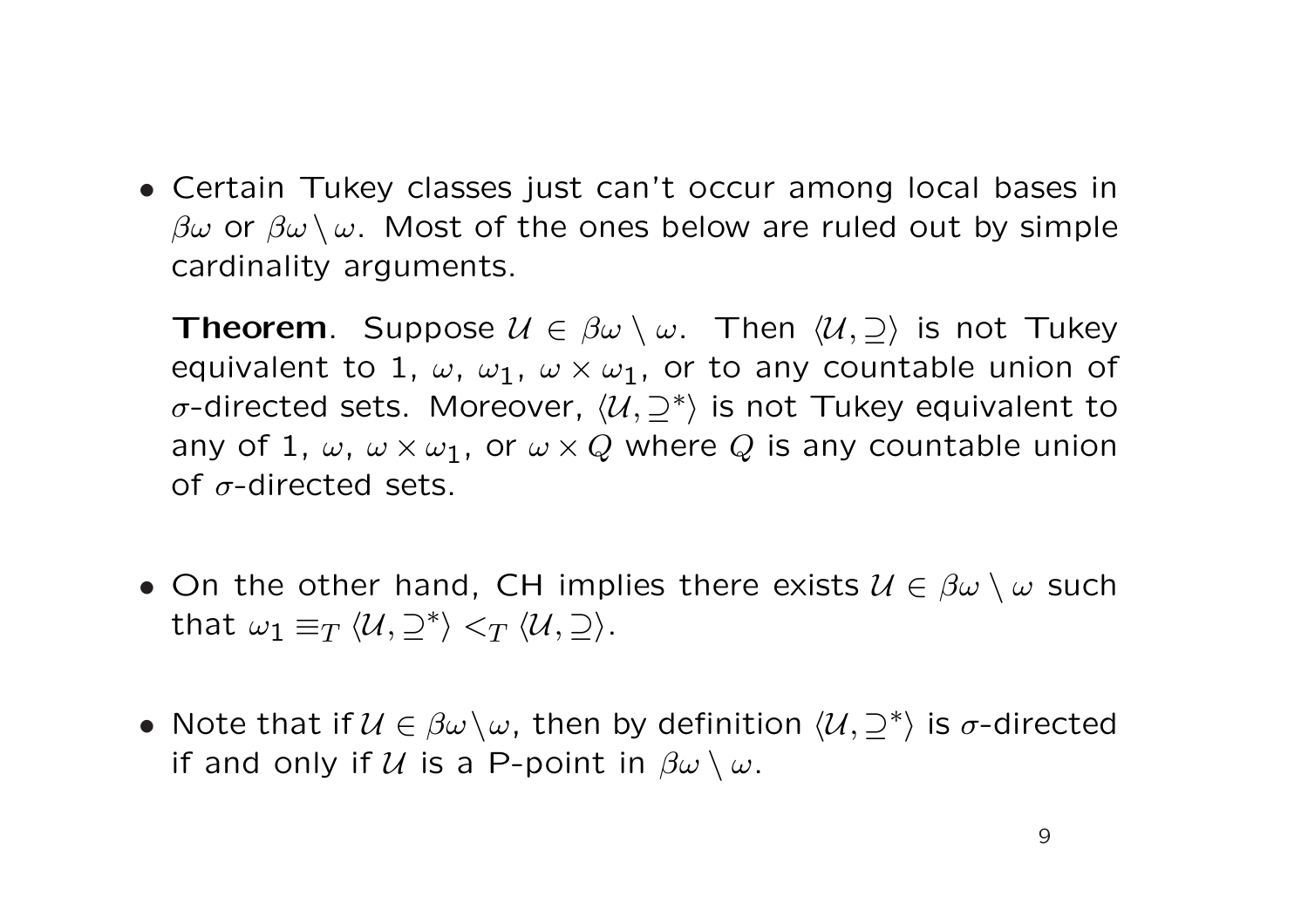- Certain Tukey classes just can't occur among local bases in $\beta\omega$ or $\beta\omega \setminus \omega$. Most of the ones below are ruled out by simple cardinality arguments.

  **Theorem**. Suppose $\mathcal{U} \in \beta\omega \setminus \omega$. Then $\langle \mathcal{U}, \supseteq \rangle$ is not Tukey equivalent to 1, $\omega$, $\omega_1$, $\omega \times \omega_1$, or to any countable union of $\sigma$-directed sets. Moreover, $\langle \mathcal{U}, \supseteq^* \rangle$ is not Tukey equivalent to any of 1, $\omega$, $\omega \times \omega_1$, or $\omega \times Q$ where $Q$ is any countable union of $\sigma$-directed sets.

- On the other hand, CH implies there exists $\mathcal{U} \in \beta\omega \setminus \omega$ such that $\omega_1 \equiv_T \langle \mathcal{U}, \supseteq^* \rangle <_T \langle \mathcal{U}, \supseteq \rangle$.

- Note that if $\mathcal{U} \in \beta\omega \setminus \omega$, then by definition $\langle \mathcal{U}, \supseteq^* \rangle$ is $\sigma$-directed if and only if $\mathcal{U}$ is a P-point in $\beta\omega \setminus \omega$.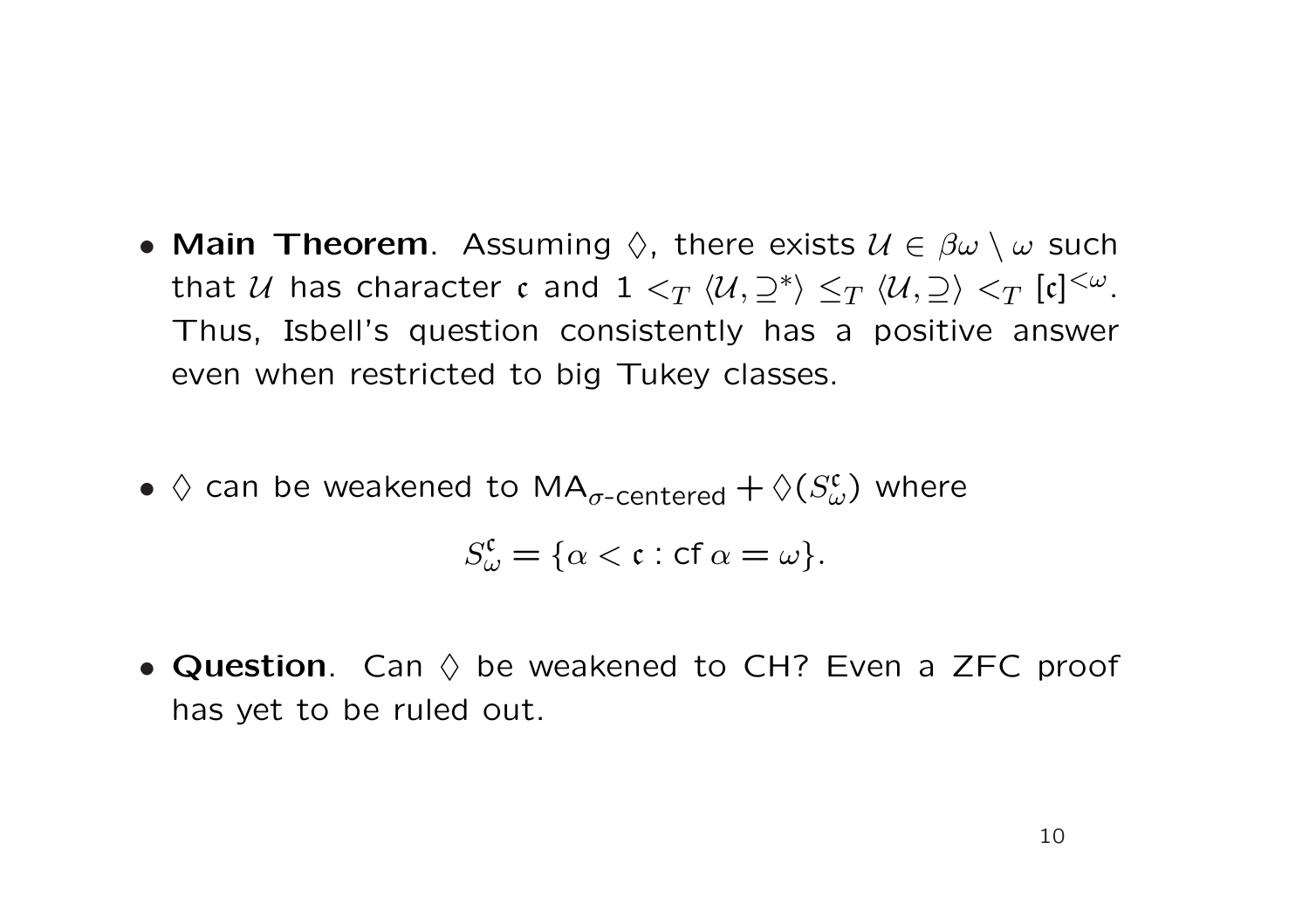- **Main Theorem**. Assuming $\diamondsuit$, there exists $\mathcal{U} \in \beta\omega \setminus \omega$ such that $\mathcal{U}$ has character $\mathfrak{c}$ and $1 <_T \langle \mathcal{U}, \supseteq^* \rangle \leq_T \langle \mathcal{U}, \supseteq \rangle <_T [\mathfrak{c}]^{<\omega}$. Thus, Isbell's question consistently has a positive answer even when restricted to big Tukey classes.

- $\diamondsuit$ can be weakened to $\mathsf{MA}_{\sigma\text{-centered}} + \diamondsuit(S^{\mathfrak{c}}_{\omega})$ where

$$S^{\mathfrak{c}}_{\omega} = \{\alpha < \mathfrak{c} : \operatorname{cf} \alpha = \omega\}.$$

- **Question**. Can $\diamondsuit$ be weakened to CH? Even a ZFC proof has yet to be ruled out.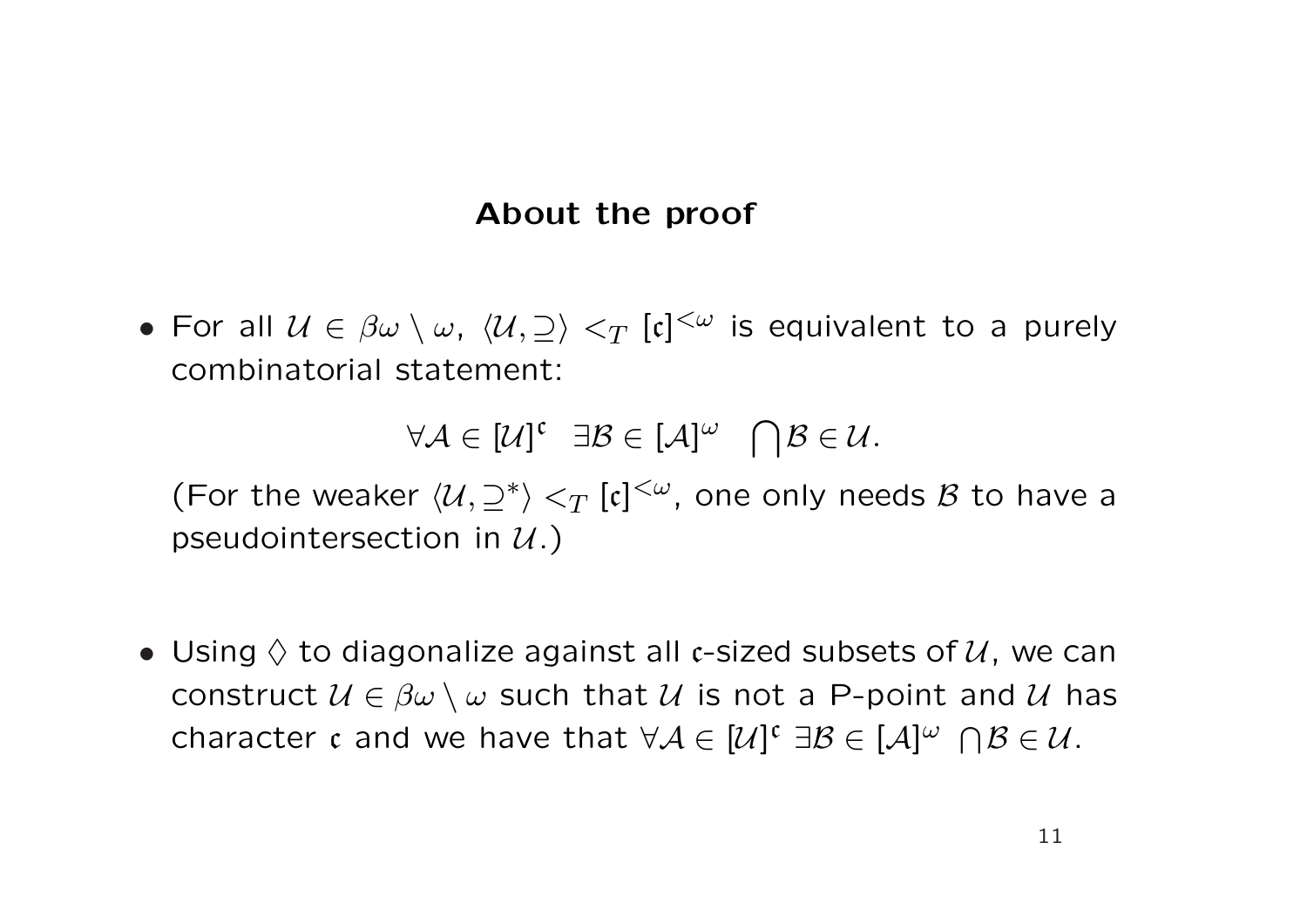## About the proof

- For all $\mathcal{U} \in \beta\omega \setminus \omega$, $\langle \mathcal{U}, \supseteq \rangle <_T [\mathfrak{c}]^{<\omega}$ is equivalent to a purely combinatorial statement:

$$\forall \mathcal{A} \in [\mathcal{U}]^{\mathfrak{c}} \quad \exists \mathcal{B} \in [\mathcal{A}]^{\omega} \quad \bigcap \mathcal{B} \in \mathcal{U}.$$

  (For the weaker $\langle \mathcal{U}, \supseteq^* \rangle <_T [\mathfrak{c}]^{<\omega}$, one only needs $\mathcal{B}$ to have a pseudointersection in $\mathcal{U}$.)

- Using $\diamondsuit$ to diagonalize against all $\mathfrak{c}$-sized subsets of $\mathcal{U}$, we can construct $\mathcal{U} \in \beta\omega \setminus \omega$ such that $\mathcal{U}$ is not a P-point and $\mathcal{U}$ has character $\mathfrak{c}$ and we have that $\forall \mathcal{A} \in [\mathcal{U}]^{\mathfrak{c}}$ $\exists \mathcal{B} \in [\mathcal{A}]^{\omega}$ $\bigcap \mathcal{B} \in \mathcal{U}$.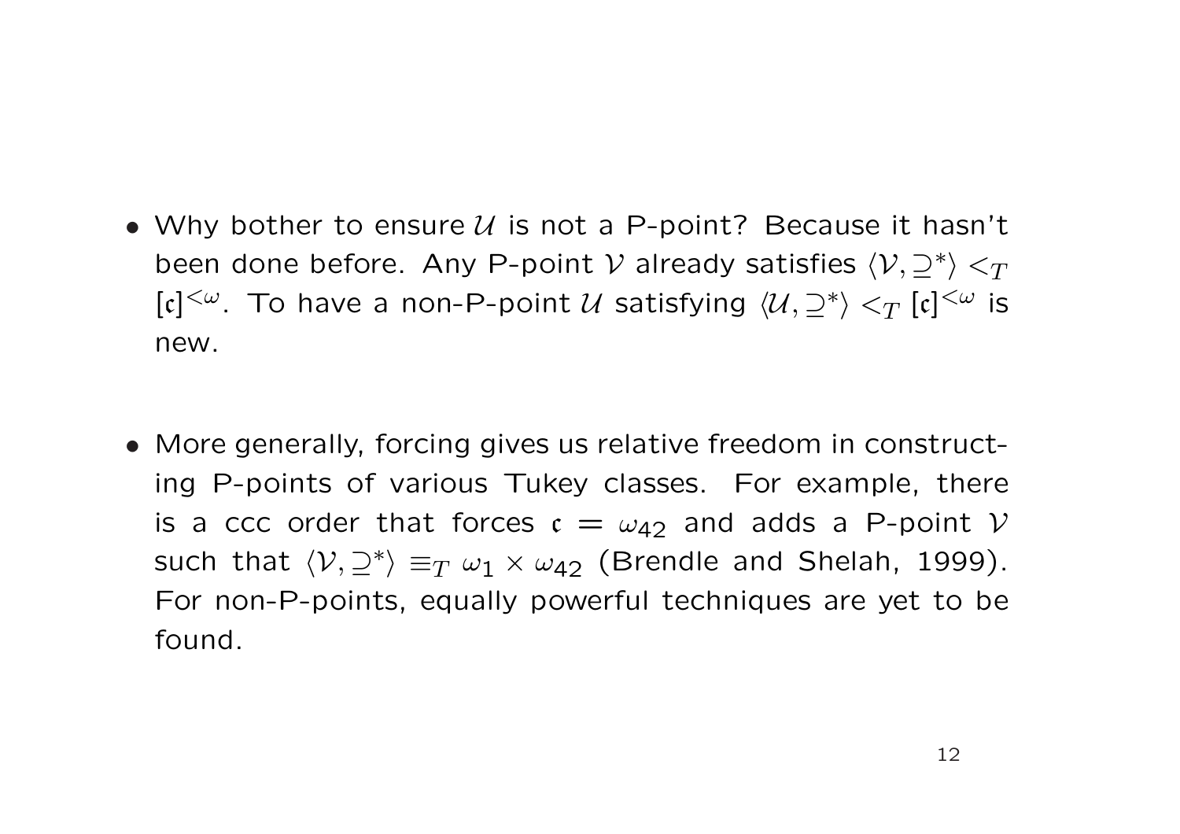- Why bother to ensure $\mathcal{U}$ is not a P-point? Because it hasn't been done before. Any P-point $\mathcal{V}$ already satisfies $\langle \mathcal{V}, \supseteq^* \rangle <_T [\mathfrak{c}]^{<\omega}$. To have a non-P-point $\mathcal{U}$ satisfying $\langle \mathcal{U}, \supseteq^* \rangle <_T [\mathfrak{c}]^{<\omega}$ is new.

- More generally, forcing gives us relative freedom in constructing P-points of various Tukey classes. For example, there is a ccc order that forces $\mathfrak{c} = \omega_{42}$ and adds a P-point $\mathcal{V}$ such that $\langle \mathcal{V}, \supseteq^* \rangle \equiv_T \omega_1 \times \omega_{42}$ (Brendle and Shelah, 1999). For non-P-points, equally powerful techniques are yet to be found.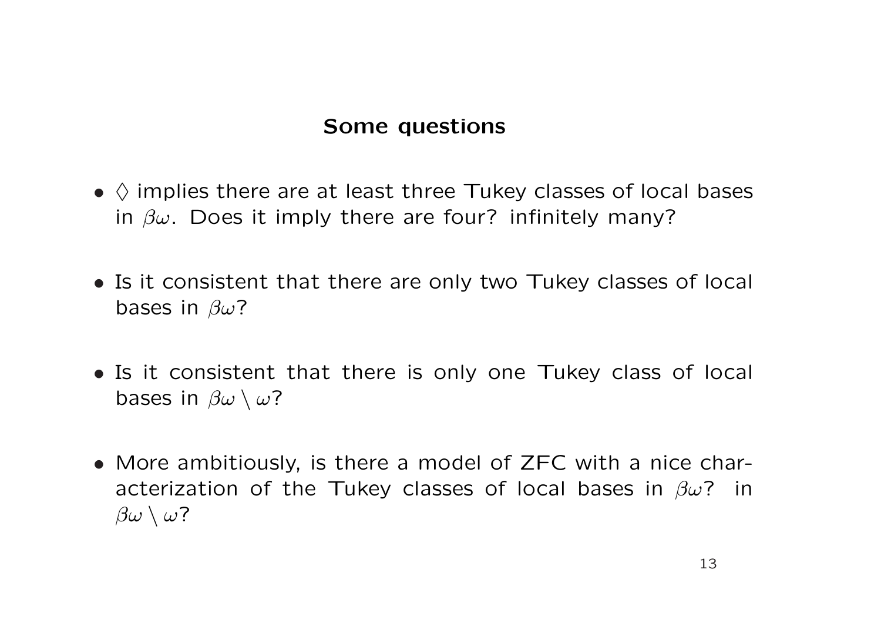## Some questions

- $\Diamond$ implies there are at least three Tukey classes of local bases in $\beta\omega$. Does it imply there are four? infinitely many?

- Is it consistent that there are only two Tukey classes of local bases in $\beta\omega$?

- Is it consistent that there is only one Tukey class of local bases in $\beta\omega \setminus \omega$?

- More ambitiously, is there a model of ZFC with a nice characterization of the Tukey classes of local bases in $\beta\omega$? in $\beta\omega \setminus \omega$?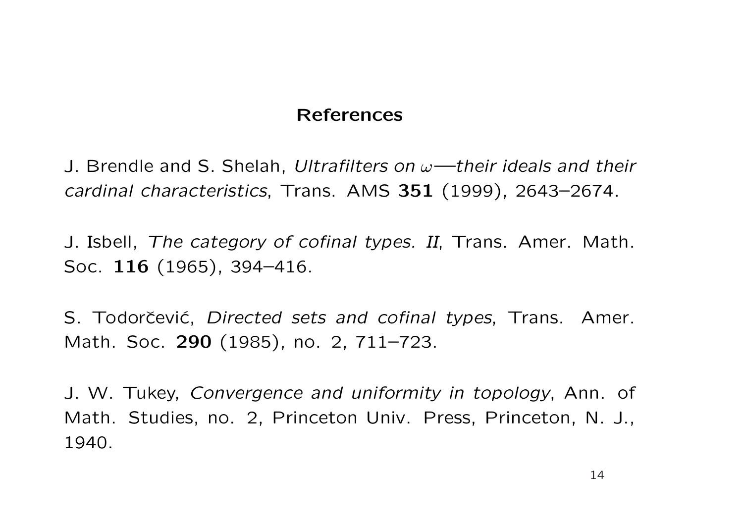## References

J. Brendle and S. Shelah, *Ultrafilters on $\omega$—their ideals and their cardinal characteristics*, Trans. AMS **351** (1999), 2643–2674.

J. Isbell, *The category of cofinal types. II*, Trans. Amer. Math. Soc. **116** (1965), 394–416.

S. Todorčević, *Directed sets and cofinal types*, Trans. Amer. Math. Soc. **290** (1985), no. 2, 711–723.

J. W. Tukey, *Convergence and uniformity in topology*, Ann. of Math. Studies, no. 2, Princeton Univ. Press, Princeton, N. J., 1940.